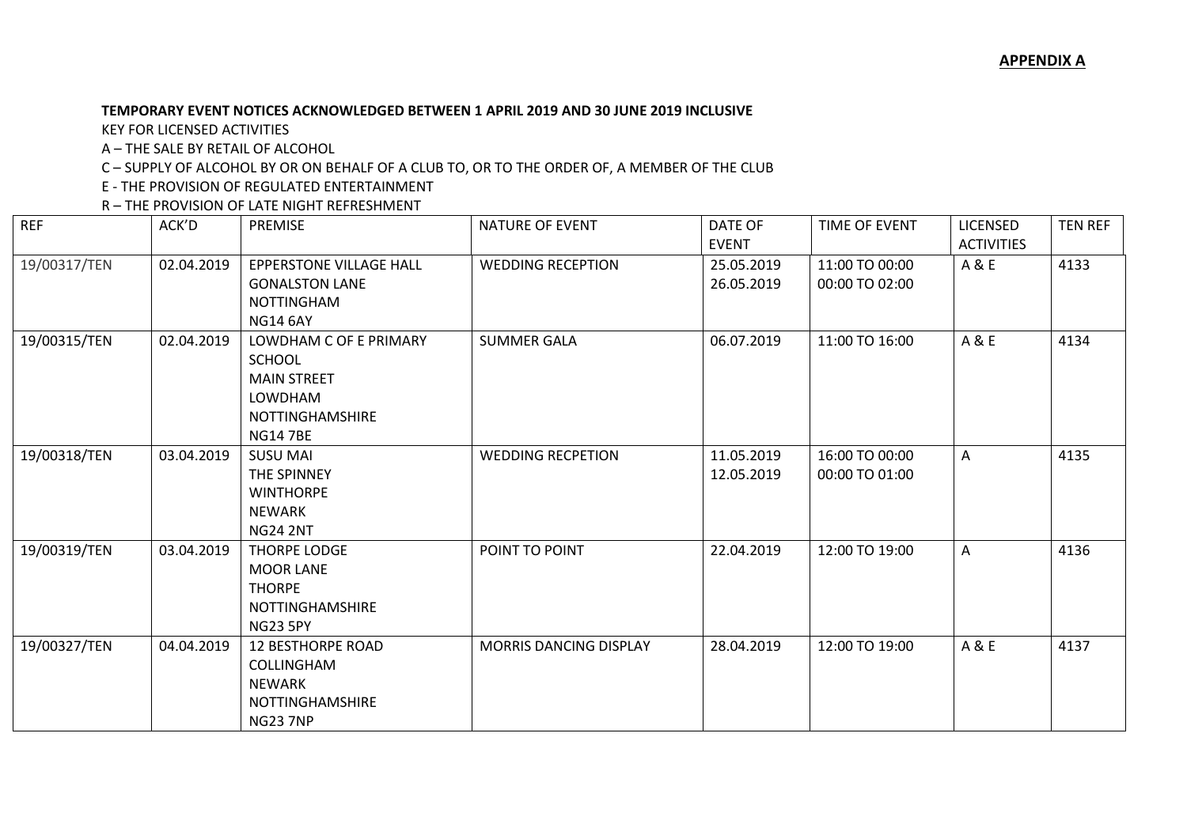**APPENDIX A**

**TEMPORARY EVENT NOTICES ACKNOWLEDGED BETWEEN 1 APRIL 2019 AND 30 JUNE 2019 INCLUSIVE**

KEY FOR LICENSED ACTIVITIES

A – THE SALE BY RETAIL OF ALCOHOL

C – SUPPLY OF ALCOHOL BY OR ON BEHALF OF A CLUB TO, OR TO THE ORDER OF, A MEMBER OF THE CLUB

E - THE PROVISION OF REGULATED ENTERTAINMENT

R – THE PROVISION OF LATE NIGHT REFRESHMENT

| REF | ACK'D | PREMISE | NATURE OF EVENT | DATE OF EVENT | TIME OF EVENT | LICENSED ACTIVITIES | TEN REF |
|---|---|---|---|---|---|---|---|
| 19/00317/TEN | 02.04.2019 | EPPERSTONE VILLAGE HALL<br>GONALSTON LANE<br>NOTTINGHAM<br>NG14 6AY | WEDDING RECEPTION | 25.05.2019<br>26.05.2019 | 11:00 TO 00:00<br>00:00 TO 02:00 | A & E | 4133 |
| 19/00315/TEN | 02.04.2019 | LOWDHAM C OF E PRIMARY SCHOOL<br>MAIN STREET<br>LOWDHAM<br>NOTTINGHAMSHIRE<br>NG14 7BE | SUMMER GALA | 06.07.2019 | 11:00 TO 16:00 | A & E | 4134 |
| 19/00318/TEN | 03.04.2019 | SUSU MAI<br>THE SPINNEY<br>WINTHORPE<br>NEWARK<br>NG24 2NT | WEDDING RECPETION | 11.05.2019<br>12.05.2019 | 16:00 TO 00:00<br>00:00 TO 01:00 | A | 4135 |
| 19/00319/TEN | 03.04.2019 | THORPE LODGE<br>MOOR LANE<br>THORPE<br>NOTTINGHAMSHIRE<br>NG23 5PY | POINT TO POINT | 22.04.2019 | 12:00 TO 19:00 | A | 4136 |
| 19/00327/TEN | 04.04.2019 | 12 BESTHORPE ROAD<br>COLLINGHAM<br>NEWARK<br>NOTTINGHAMSHIRE<br>NG23 7NP | MORRIS DANCING DISPLAY | 28.04.2019 | 12:00 TO 19:00 | A & E | 4137 |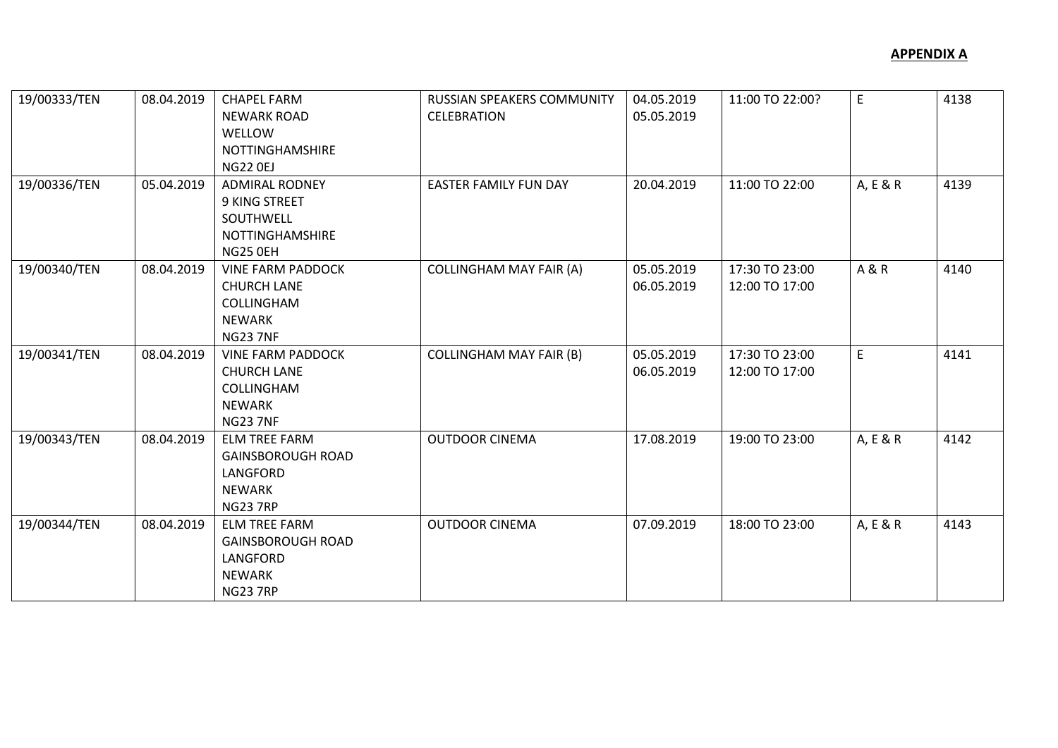**APPENDIX A**

| | | | | | | | |
|---|---|---|---|---|---|---|---|
| 19/00333/TEN | 08.04.2019 | CHAPEL FARM<br>NEWARK ROAD<br>WELLOW<br>NOTTINGHAMSHIRE<br>NG22 0EJ | RUSSIAN SPEAKERS COMMUNITY CELEBRATION | 04.05.2019<br>05.05.2019 | 11:00 TO 22:00? | E | 4138 |
| 19/00336/TEN | 05.04.2019 | ADMIRAL RODNEY<br>9 KING STREET<br>SOUTHWELL<br>NOTTINGHAMSHIRE<br>NG25 0EH | EASTER FAMILY FUN DAY | 20.04.2019 | 11:00 TO 22:00 | A, E & R | 4139 |
| 19/00340/TEN | 08.04.2019 | VINE FARM PADDOCK<br>CHURCH LANE<br>COLLINGHAM<br>NEWARK<br>NG23 7NF | COLLINGHAM MAY FAIR (A) | 05.05.2019<br>06.05.2019 | 17:30 TO 23:00<br>12:00 TO 17:00 | A & R | 4140 |
| 19/00341/TEN | 08.04.2019 | VINE FARM PADDOCK<br>CHURCH LANE<br>COLLINGHAM<br>NEWARK<br>NG23 7NF | COLLINGHAM MAY FAIR (B) | 05.05.2019<br>06.05.2019 | 17:30 TO 23:00<br>12:00 TO 17:00 | E | 4141 |
| 19/00343/TEN | 08.04.2019 | ELM TREE FARM<br>GAINSBOROUGH ROAD<br>LANGFORD<br>NEWARK<br>NG23 7RP | OUTDOOR CINEMA | 17.08.2019 | 19:00 TO 23:00 | A, E & R | 4142 |
| 19/00344/TEN | 08.04.2019 | ELM TREE FARM<br>GAINSBOROUGH ROAD<br>LANGFORD<br>NEWARK<br>NG23 7RP | OUTDOOR CINEMA | 07.09.2019 | 18:00 TO 23:00 | A, E & R | 4143 |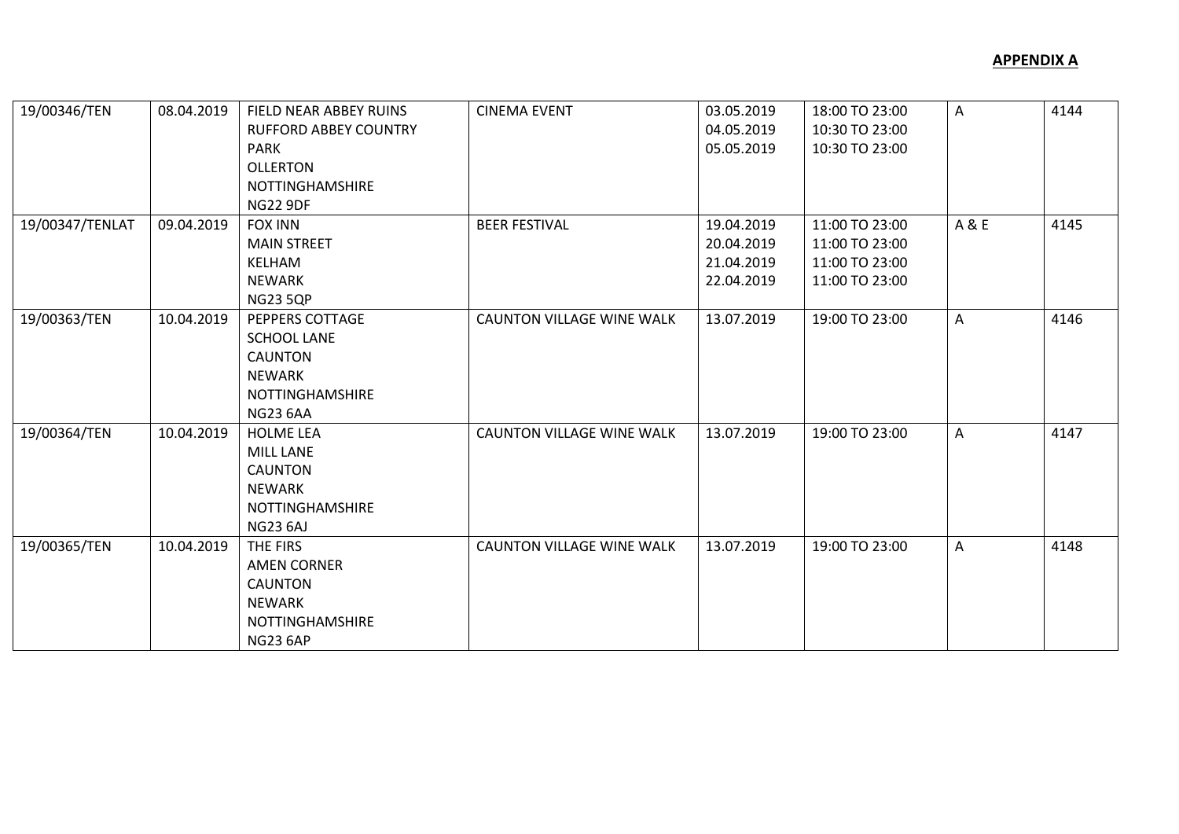**APPENDIX A**

| | | | | | | | |
|---|---|---|---|---|---|---|---|
| 19/00346/TEN | 08.04.2019 | FIELD NEAR ABBEY RUINS<br>RUFFORD ABBEY COUNTRY PARK<br>OLLERTON<br>NOTTINGHAMSHIRE<br>NG22 9DF | CINEMA EVENT | 03.05.2019<br>04.05.2019<br>05.05.2019 | 18:00 TO 23:00<br>10:30 TO 23:00<br>10:30 TO 23:00 | A | 4144 |
| 19/00347/TENLAT | 09.04.2019 | FOX INN<br>MAIN STREET<br>KELHAM<br>NEWARK<br>NG23 5QP | BEER FESTIVAL | 19.04.2019<br>20.04.2019<br>21.04.2019<br>22.04.2019 | 11:00 TO 23:00<br>11:00 TO 23:00<br>11:00 TO 23:00<br>11:00 TO 23:00 | A & E | 4145 |
| 19/00363/TEN | 10.04.2019 | PEPPERS COTTAGE<br>SCHOOL LANE<br>CAUNTON<br>NEWARK<br>NOTTINGHAMSHIRE<br>NG23 6AA | CAUNTON VILLAGE WINE WALK | 13.07.2019 | 19:00 TO 23:00 | A | 4146 |
| 19/00364/TEN | 10.04.2019 | HOLME LEA<br>MILL LANE<br>CAUNTON<br>NEWARK<br>NOTTINGHAMSHIRE<br>NG23 6AJ | CAUNTON VILLAGE WINE WALK | 13.07.2019 | 19:00 TO 23:00 | A | 4147 |
| 19/00365/TEN | 10.04.2019 | THE FIRS<br>AMEN CORNER<br>CAUNTON<br>NEWARK<br>NOTTINGHAMSHIRE<br>NG23 6AP | CAUNTON VILLAGE WINE WALK | 13.07.2019 | 19:00 TO 23:00 | A | 4148 |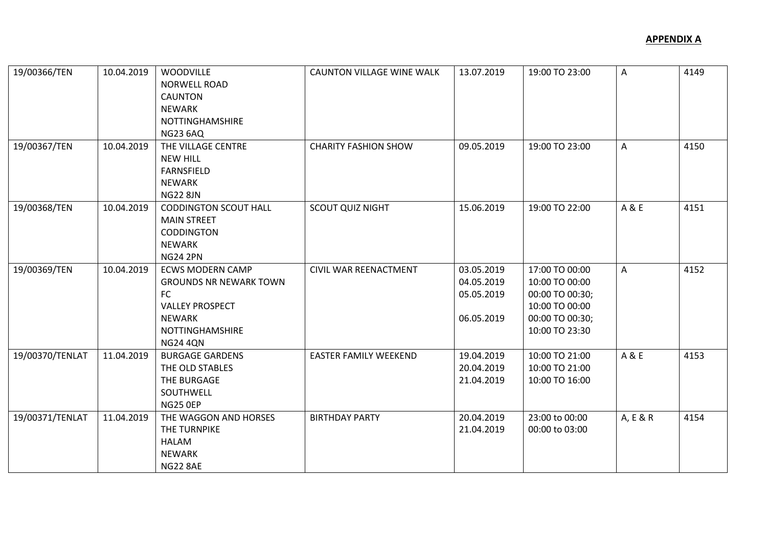**APPENDIX A**

| | | | | | | | |
|---|---|---|---|---|---|---|---|
| 19/00366/TEN | 10.04.2019 | WOODVILLE<br>NORWELL ROAD<br>CAUNTON<br>NEWARK<br>NOTTINGHAMSHIRE<br>NG23 6AQ | CAUNTON VILLAGE WINE WALK | 13.07.2019 | 19:00 TO 23:00 | A | 4149 |
| 19/00367/TEN | 10.04.2019 | THE VILLAGE CENTRE<br>NEW HILL<br>FARNSFIELD<br>NEWARK<br>NG22 8JN | CHARITY FASHION SHOW | 09.05.2019 | 19:00 TO 23:00 | A | 4150 |
| 19/00368/TEN | 10.04.2019 | CODDINGTON SCOUT HALL<br>MAIN STREET<br>CODDINGTON<br>NEWARK<br>NG24 2PN | SCOUT QUIZ NIGHT | 15.06.2019 | 19:00 TO 22:00 | A & E | 4151 |
| 19/00369/TEN | 10.04.2019 | ECWS MODERN CAMP<br>GROUNDS NR NEWARK TOWN FC<br>VALLEY PROSPECT<br>NEWARK<br>NOTTINGHAMSHIRE<br>NG24 4QN | CIVIL WAR REENACTMENT | 03.05.2019<br>04.05.2019<br>05.05.2019<br><br>06.05.2019 | 17:00 TO 00:00<br>10:00 TO 00:00<br>00:00 TO 00:30;<br>10:00 TO 00:00<br>00:00 TO 00:30;<br>10:00 TO 23:30 | A | 4152 |
| 19/00370/TENLAT | 11.04.2019 | BURGAGE GARDENS<br>THE OLD STABLES<br>THE BURGAGE<br>SOUTHWELL<br>NG25 0EP | EASTER FAMILY WEEKEND | 19.04.2019<br>20.04.2019<br>21.04.2019 | 10:00 TO 21:00<br>10:00 TO 21:00<br>10:00 TO 16:00 | A & E | 4153 |
| 19/00371/TENLAT | 11.04.2019 | THE WAGGON AND HORSES<br>THE TURNPIKE<br>HALAM<br>NEWARK<br>NG22 8AE | BIRTHDAY PARTY | 20.04.2019<br>21.04.2019 | 23:00 to 00:00<br>00:00 to 03:00 | A, E & R | 4154 |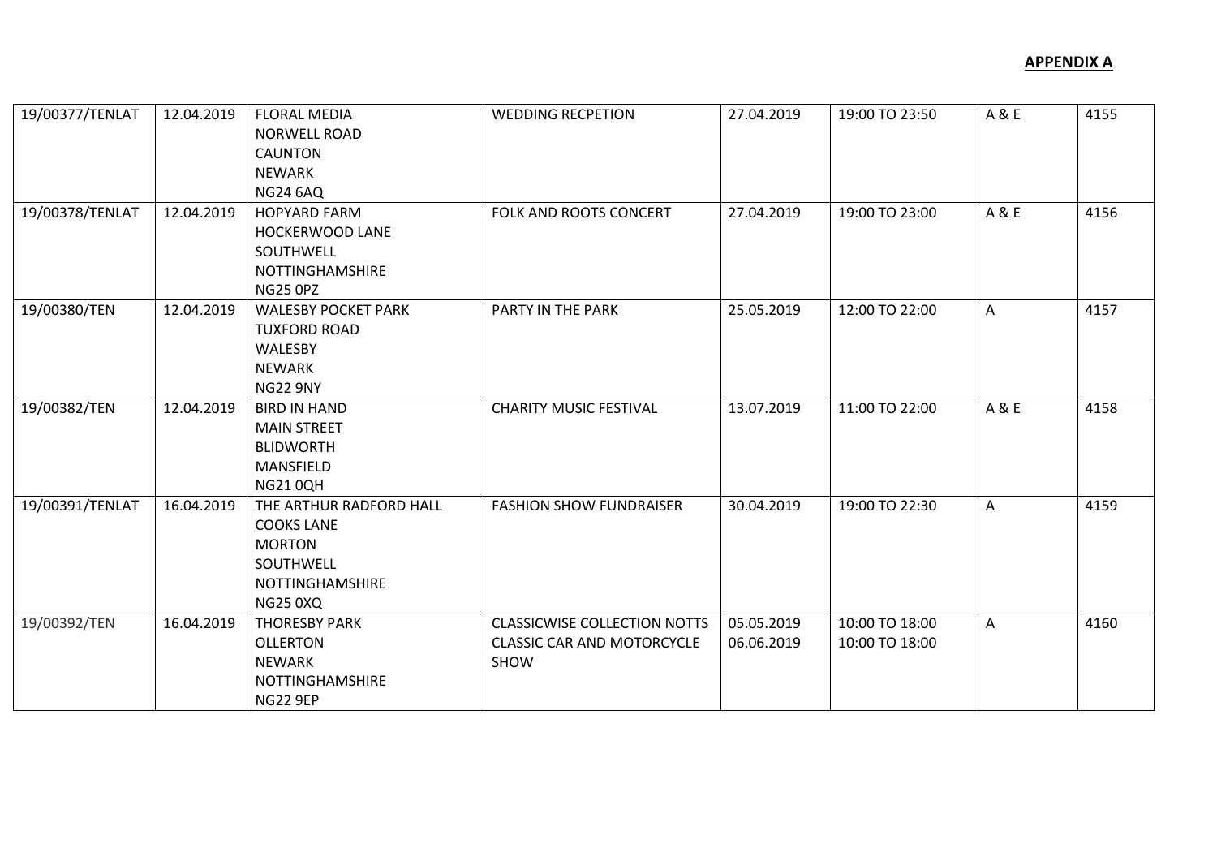**APPENDIX A**

| | | | | | | | |
|---|---|---|---|---|---|---|---|
| 19/00377/TENLAT | 12.04.2019 | FLORAL MEDIA<br>NORWELL ROAD<br>CAUNTON<br>NEWARK<br>NG24 6AQ | WEDDING RECPETION | 27.04.2019 | 19:00 TO 23:50 | A & E | 4155 |
| 19/00378/TENLAT | 12.04.2019 | HOPYARD FARM<br>HOCKERWOOD LANE<br>SOUTHWELL<br>NOTTINGHAMSHIRE<br>NG25 0PZ | FOLK AND ROOTS CONCERT | 27.04.2019 | 19:00 TO 23:00 | A & E | 4156 |
| 19/00380/TEN | 12.04.2019 | WALESBY POCKET PARK<br>TUXFORD ROAD<br>WALESBY<br>NEWARK<br>NG22 9NY | PARTY IN THE PARK | 25.05.2019 | 12:00 TO 22:00 | A | 4157 |
| 19/00382/TEN | 12.04.2019 | BIRD IN HAND<br>MAIN STREET<br>BLIDWORTH<br>MANSFIELD<br>NG21 0QH | CHARITY MUSIC FESTIVAL | 13.07.2019 | 11:00 TO 22:00 | A & E | 4158 |
| 19/00391/TENLAT | 16.04.2019 | THE ARTHUR RADFORD HALL<br>COOKS LANE<br>MORTON<br>SOUTHWELL<br>NOTTINGHAMSHIRE<br>NG25 0XQ | FASHION SHOW FUNDRAISER | 30.04.2019 | 19:00 TO 22:30 | A | 4159 |
| 19/00392/TEN | 16.04.2019 | THORESBY PARK<br>OLLERTON<br>NEWARK<br>NOTTINGHAMSHIRE<br>NG22 9EP | CLASSICWISE COLLECTION NOTTS CLASSIC CAR AND MOTORCYCLE SHOW | 05.05.2019<br>06.06.2019 | 10:00 TO 18:00<br>10:00 TO 18:00 | A | 4160 |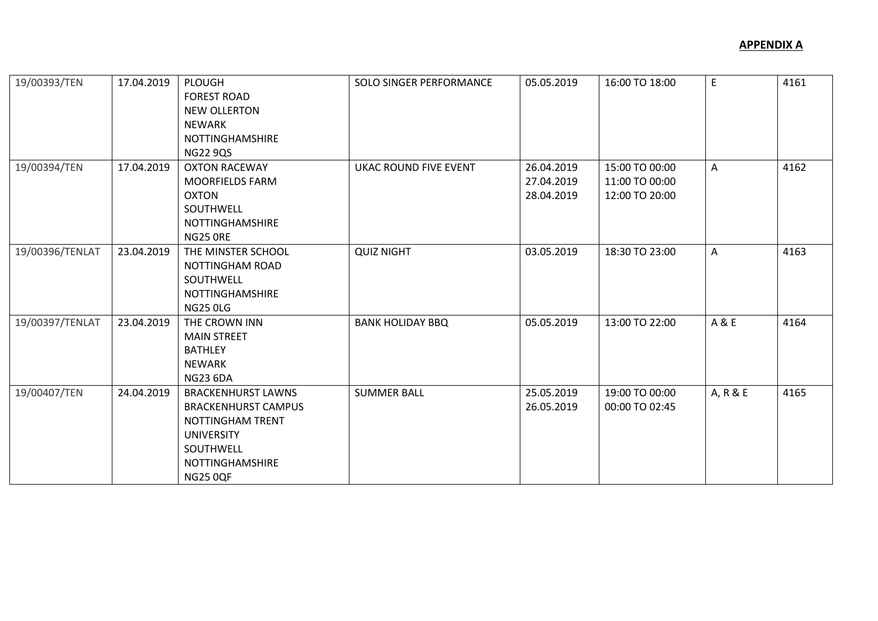**APPENDIX A**

| | | | | | | | |
|---|---|---|---|---|---|---|---|
| 19/00393/TEN | 17.04.2019 | PLOUGH<br>FOREST ROAD<br>NEW OLLERTON<br>NEWARK<br>NOTTINGHAMSHIRE<br>NG22 9QS | SOLO SINGER PERFORMANCE | 05.05.2019 | 16:00 TO 18:00 | E | 4161 |
| 19/00394/TEN | 17.04.2019 | OXTON RACEWAY<br>MOORFIELDS FARM<br>OXTON<br>SOUTHWELL<br>NOTTINGHAMSHIRE<br>NG25 0RE | UKAC ROUND FIVE EVENT | 26.04.2019<br>27.04.2019<br>28.04.2019 | 15:00 TO 00:00<br>11:00 TO 00:00<br>12:00 TO 20:00 | A | 4162 |
| 19/00396/TENLAT | 23.04.2019 | THE MINSTER SCHOOL<br>NOTTINGHAM ROAD<br>SOUTHWELL<br>NOTTINGHAMSHIRE<br>NG25 0LG | QUIZ NIGHT | 03.05.2019 | 18:30 TO 23:00 | A | 4163 |
| 19/00397/TENLAT | 23.04.2019 | THE CROWN INN<br>MAIN STREET<br>BATHLEY<br>NEWARK<br>NG23 6DA | BANK HOLIDAY BBQ | 05.05.2019 | 13:00 TO 22:00 | A & E | 4164 |
| 19/00407/TEN | 24.04.2019 | BRACKENHURST LAWNS<br>BRACKENHURST CAMPUS<br>NOTTINGHAM TRENT<br>UNIVERSITY<br>SOUTHWELL<br>NOTTINGHAMSHIRE<br>NG25 0QF | SUMMER BALL | 25.05.2019<br>26.05.2019 | 19:00 TO 00:00<br>00:00 TO 02:45 | A, R & E | 4165 |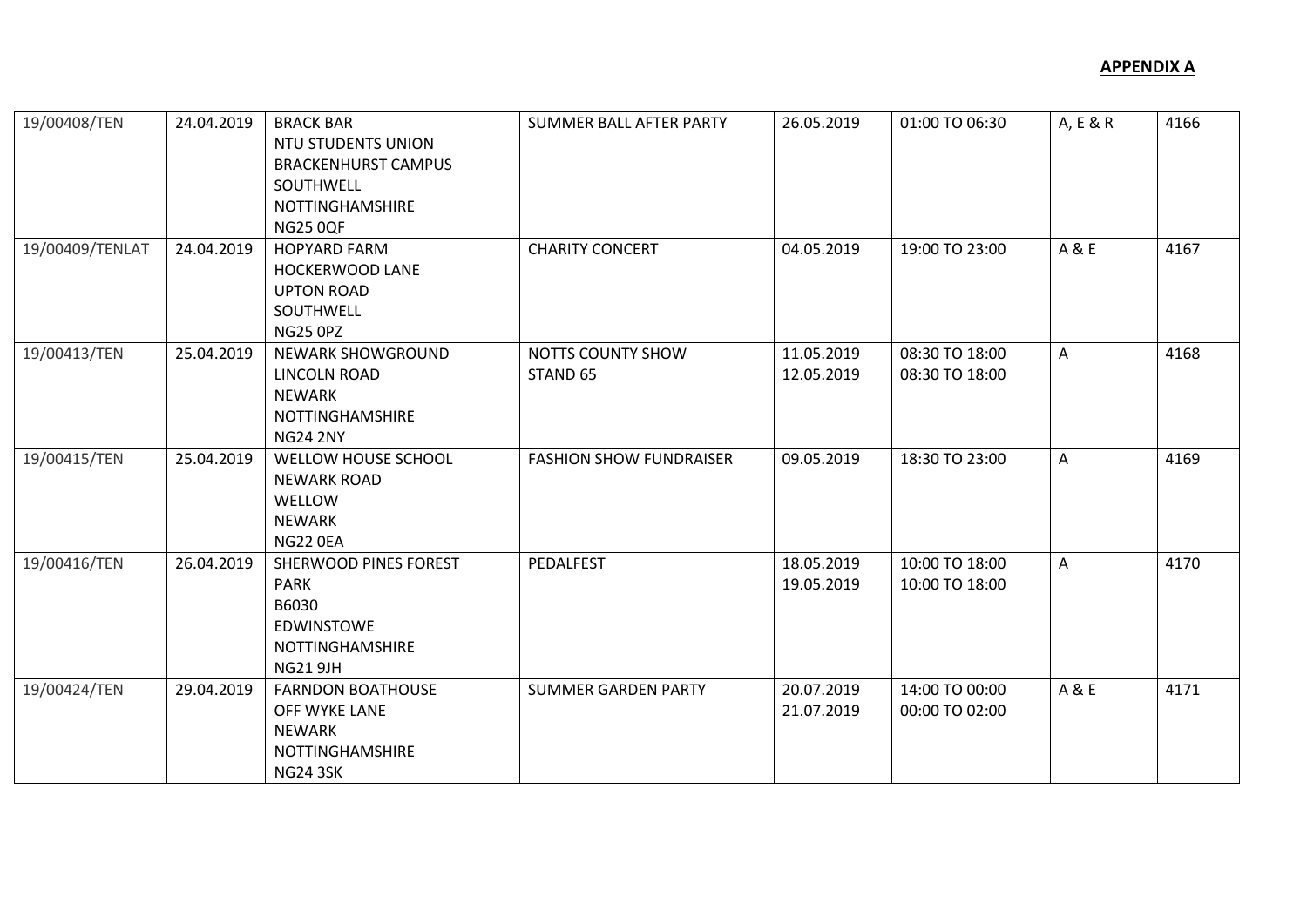**APPENDIX A**

| | | | | | | | |
|---|---|---|---|---|---|---|---|
| 19/00408/TEN | 24.04.2019 | BRACK BAR<br>NTU STUDENTS UNION<br>BRACKENHURST CAMPUS<br>SOUTHWELL<br>NOTTINGHAMSHIRE<br>NG25 0QF | SUMMER BALL AFTER PARTY | 26.05.2019 | 01:00 TO 06:30 | A, E & R | 4166 |
| 19/00409/TENLAT | 24.04.2019 | HOPYARD FARM<br>HOCKERWOOD LANE<br>UPTON ROAD<br>SOUTHWELL<br>NG25 0PZ | CHARITY CONCERT | 04.05.2019 | 19:00 TO 23:00 | A & E | 4167 |
| 19/00413/TEN | 25.04.2019 | NEWARK SHOWGROUND<br>LINCOLN ROAD<br>NEWARK<br>NOTTINGHAMSHIRE<br>NG24 2NY | NOTTS COUNTY SHOW<br>STAND 65 | 11.05.2019<br>12.05.2019 | 08:30 TO 18:00<br>08:30 TO 18:00 | A | 4168 |
| 19/00415/TEN | 25.04.2019 | WELLOW HOUSE SCHOOL<br>NEWARK ROAD<br>WELLOW<br>NEWARK<br>NG22 0EA | FASHION SHOW FUNDRAISER | 09.05.2019 | 18:30 TO 23:00 | A | 4169 |
| 19/00416/TEN | 26.04.2019 | SHERWOOD PINES FOREST<br>PARK<br>B6030<br>EDWINSTOWE<br>NOTTINGHAMSHIRE<br>NG21 9JH | PEDALFEST | 18.05.2019<br>19.05.2019 | 10:00 TO 18:00<br>10:00 TO 18:00 | A | 4170 |
| 19/00424/TEN | 29.04.2019 | FARNDON BOATHOUSE<br>OFF WYKE LANE<br>NEWARK<br>NOTTINGHAMSHIRE<br>NG24 3SK | SUMMER GARDEN PARTY | 20.07.2019<br>21.07.2019 | 14:00 TO 00:00<br>00:00 TO 02:00 | A & E | 4171 |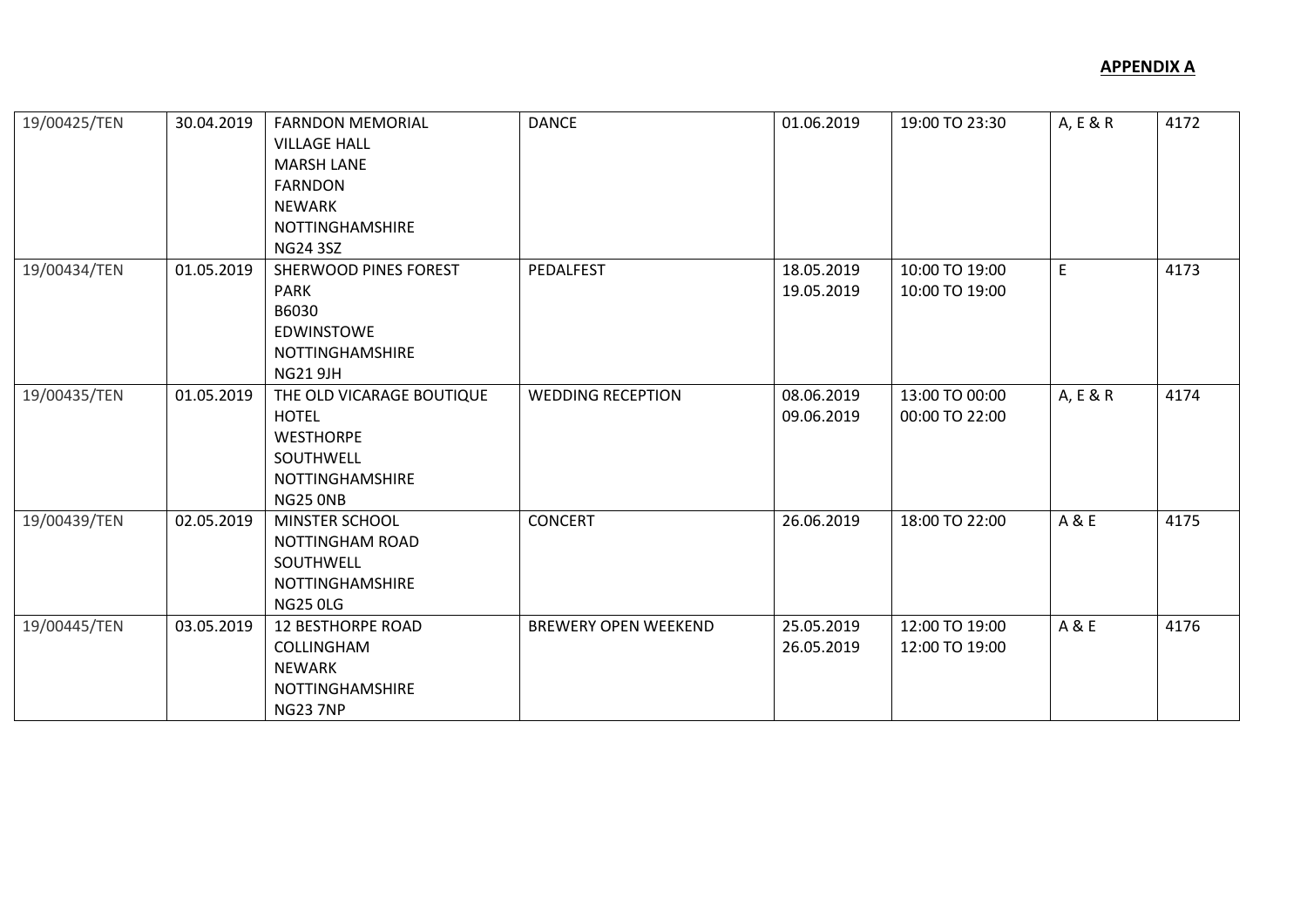**APPENDIX A**

| | | | | | | | |
|---|---|---|---|---|---|---|---|
| 19/00425/TEN | 30.04.2019 | FARNDON MEMORIAL VILLAGE HALL MARSH LANE FARNDON NEWARK NOTTINGHAMSHIRE NG24 3SZ | DANCE | 01.06.2019 | 19:00 TO 23:30 | A, E & R | 4172 |
| 19/00434/TEN | 01.05.2019 | SHERWOOD PINES FOREST PARK B6030 EDWINSTOWE NOTTINGHAMSHIRE NG21 9JH | PEDALFEST | 18.05.2019 19.05.2019 | 10:00 TO 19:00 10:00 TO 19:00 | E | 4173 |
| 19/00435/TEN | 01.05.2019 | THE OLD VICARAGE BOUTIQUE HOTEL WESTHORPE SOUTHWELL NOTTINGHAMSHIRE NG25 0NB | WEDDING RECEPTION | 08.06.2019 09.06.2019 | 13:00 TO 00:00 00:00 TO 22:00 | A, E & R | 4174 |
| 19/00439/TEN | 02.05.2019 | MINSTER SCHOOL NOTTINGHAM ROAD SOUTHWELL NOTTINGHAMSHIRE NG25 0LG | CONCERT | 26.06.2019 | 18:00 TO 22:00 | A & E | 4175 |
| 19/00445/TEN | 03.05.2019 | 12 BESTHORPE ROAD COLLINGHAM NEWARK NOTTINGHAMSHIRE NG23 7NP | BREWERY OPEN WEEKEND | 25.05.2019 26.05.2019 | 12:00 TO 19:00 12:00 TO 19:00 | A & E | 4176 |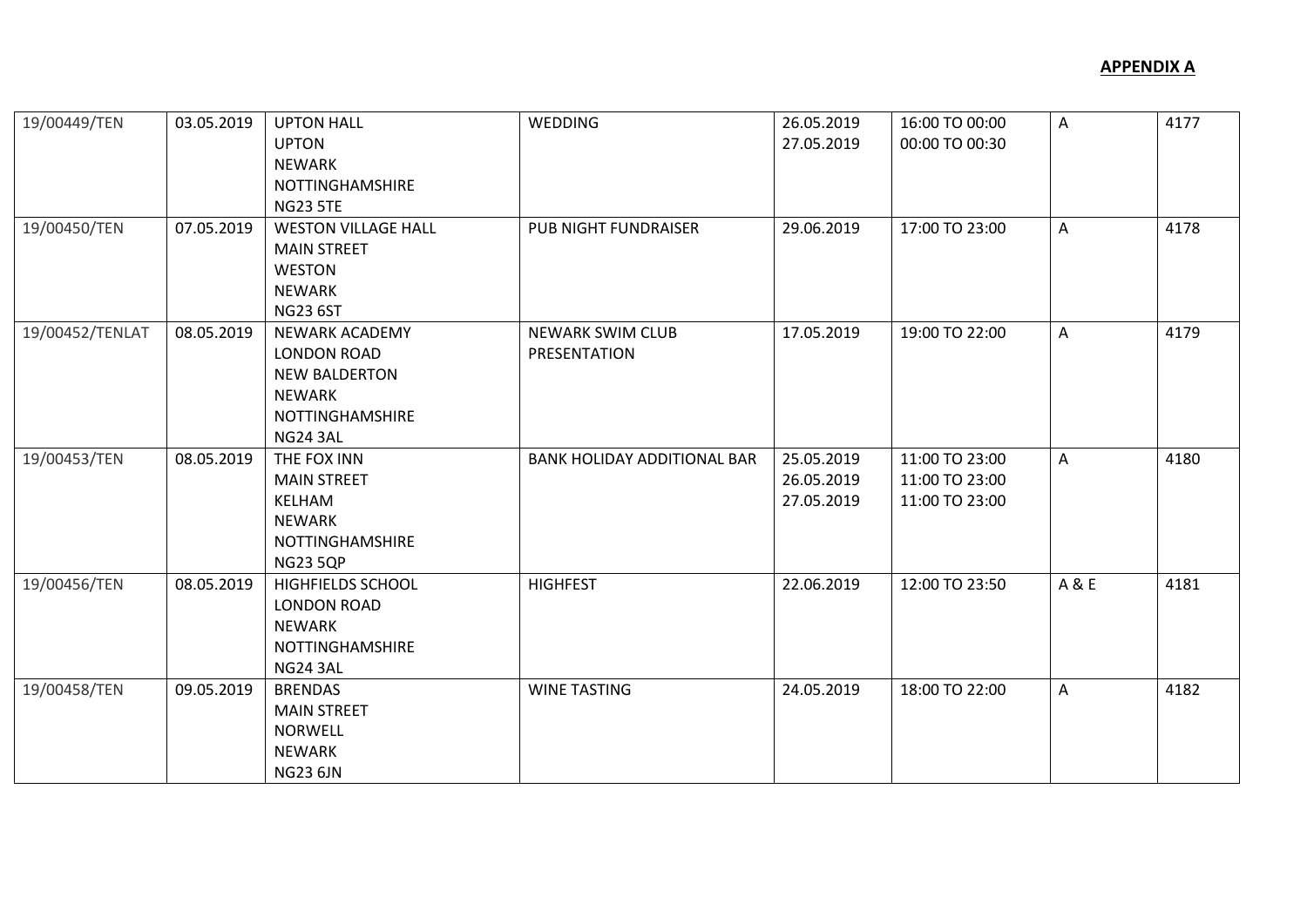**APPENDIX A**

| | | | | | | | |
|---|---|---|---|---|---|---|---|
| 19/00449/TEN | 03.05.2019 | UPTON HALL<br>UPTON<br>NEWARK<br>NOTTINGHAMSHIRE<br>NG23 5TE | WEDDING | 26.05.2019<br>27.05.2019 | 16:00 TO 00:00<br>00:00 TO 00:30 | A | 4177 |
| 19/00450/TEN | 07.05.2019 | WESTON VILLAGE HALL<br>MAIN STREET<br>WESTON<br>NEWARK<br>NG23 6ST | PUB NIGHT FUNDRAISER | 29.06.2019 | 17:00 TO 23:00 | A | 4178 |
| 19/00452/TENLAT | 08.05.2019 | NEWARK ACADEMY<br>LONDON ROAD<br>NEW BALDERTON<br>NEWARK<br>NOTTINGHAMSHIRE<br>NG24 3AL | NEWARK SWIM CLUB PRESENTATION | 17.05.2019 | 19:00 TO 22:00 | A | 4179 |
| 19/00453/TEN | 08.05.2019 | THE FOX INN<br>MAIN STREET<br>KELHAM<br>NEWARK<br>NOTTINGHAMSHIRE<br>NG23 5QP | BANK HOLIDAY ADDITIONAL BAR | 25.05.2019<br>26.05.2019<br>27.05.2019 | 11:00 TO 23:00<br>11:00 TO 23:00<br>11:00 TO 23:00 | A | 4180 |
| 19/00456/TEN | 08.05.2019 | HIGHFIELDS SCHOOL<br>LONDON ROAD<br>NEWARK<br>NOTTINGHAMSHIRE<br>NG24 3AL | HIGHFEST | 22.06.2019 | 12:00 TO 23:50 | A & E | 4181 |
| 19/00458/TEN | 09.05.2019 | BRENDAS<br>MAIN STREET<br>NORWELL<br>NEWARK<br>NG23 6JN | WINE TASTING | 24.05.2019 | 18:00 TO 22:00 | A | 4182 |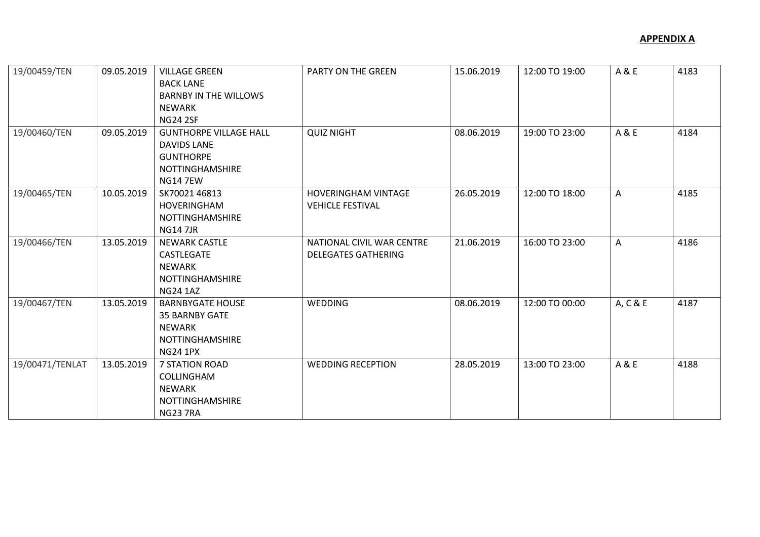**APPENDIX A**

| | | | | | | | |
|---|---|---|---|---|---|---|---|
| 19/00459/TEN | 09.05.2019 | VILLAGE GREEN<br>BACK LANE<br>BARNBY IN THE WILLOWS<br>NEWARK<br>NG24 2SF | PARTY ON THE GREEN | 15.06.2019 | 12:00 TO 19:00 | A & E | 4183 |
| 19/00460/TEN | 09.05.2019 | GUNTHORPE VILLAGE HALL<br>DAVIDS LANE<br>GUNTHORPE<br>NOTTINGHAMSHIRE<br>NG14 7EW | QUIZ NIGHT | 08.06.2019 | 19:00 TO 23:00 | A & E | 4184 |
| 19/00465/TEN | 10.05.2019 | SK70021 46813<br>HOVERINGHAM<br>NOTTINGHAMSHIRE<br>NG14 7JR | HOVERINGHAM VINTAGE VEHICLE FESTIVAL | 26.05.2019 | 12:00 TO 18:00 | A | 4185 |
| 19/00466/TEN | 13.05.2019 | NEWARK CASTLE<br>CASTLEGATE<br>NEWARK<br>NOTTINGHAMSHIRE<br>NG24 1AZ | NATIONAL CIVIL WAR CENTRE DELEGATES GATHERING | 21.06.2019 | 16:00 TO 23:00 | A | 4186 |
| 19/00467/TEN | 13.05.2019 | BARNBYGATE HOUSE<br>35 BARNBY GATE<br>NEWARK<br>NOTTINGHAMSHIRE<br>NG24 1PX | WEDDING | 08.06.2019 | 12:00 TO 00:00 | A, C & E | 4187 |
| 19/00471/TENLAT | 13.05.2019 | 7 STATION ROAD<br>COLLINGHAM<br>NEWARK<br>NOTTINGHAMSHIRE<br>NG23 7RA | WEDDING RECEPTION | 28.05.2019 | 13:00 TO 23:00 | A & E | 4188 |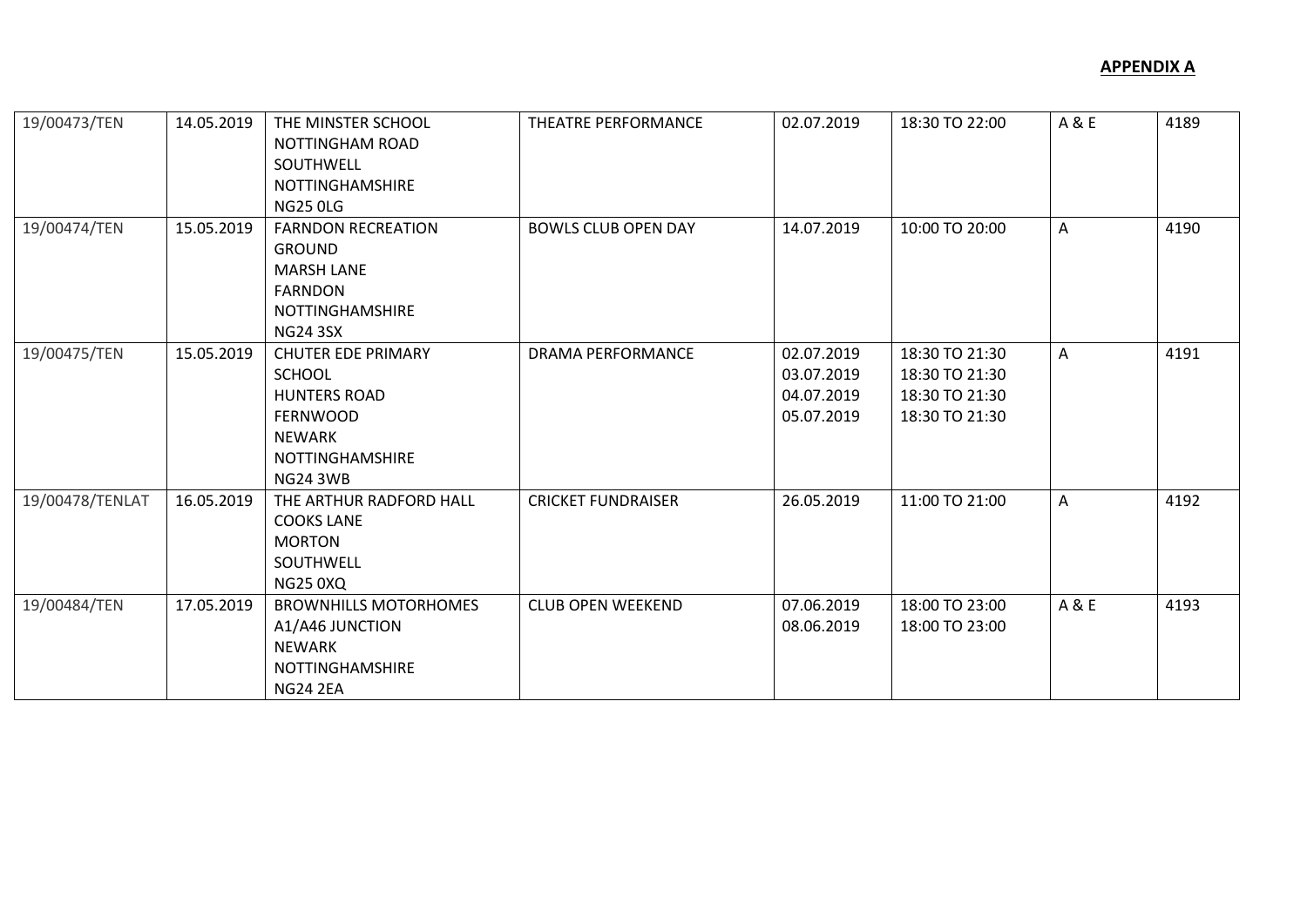**APPENDIX A**

| | | | | | | | |
|---|---|---|---|---|---|---|---|
| 19/00473/TEN | 14.05.2019 | THE MINSTER SCHOOL<br>NOTTINGHAM ROAD<br>SOUTHWELL<br>NOTTINGHAMSHIRE<br>NG25 0LG | THEATRE PERFORMANCE | 02.07.2019 | 18:30 TO 22:00 | A & E | 4189 |
| 19/00474/TEN | 15.05.2019 | FARNDON RECREATION<br>GROUND<br>MARSH LANE<br>FARNDON<br>NOTTINGHAMSHIRE<br>NG24 3SX | BOWLS CLUB OPEN DAY | 14.07.2019 | 10:00 TO 20:00 | A | 4190 |
| 19/00475/TEN | 15.05.2019 | CHUTER EDE PRIMARY<br>SCHOOL<br>HUNTERS ROAD<br>FERNWOOD<br>NEWARK<br>NOTTINGHAMSHIRE<br>NG24 3WB | DRAMA PERFORMANCE | 02.07.2019<br>03.07.2019<br>04.07.2019<br>05.07.2019 | 18:30 TO 21:30<br>18:30 TO 21:30<br>18:30 TO 21:30<br>18:30 TO 21:30 | A | 4191 |
| 19/00478/TENLAT | 16.05.2019 | THE ARTHUR RADFORD HALL<br>COOKS LANE<br>MORTON<br>SOUTHWELL<br>NG25 0XQ | CRICKET FUNDRAISER | 26.05.2019 | 11:00 TO 21:00 | A | 4192 |
| 19/00484/TEN | 17.05.2019 | BROWNHILLS MOTORHOMES<br>A1/A46 JUNCTION<br>NEWARK<br>NOTTINGHAMSHIRE<br>NG24 2EA | CLUB OPEN WEEKEND | 07.06.2019<br>08.06.2019 | 18:00 TO 23:00<br>18:00 TO 23:00 | A & E | 4193 |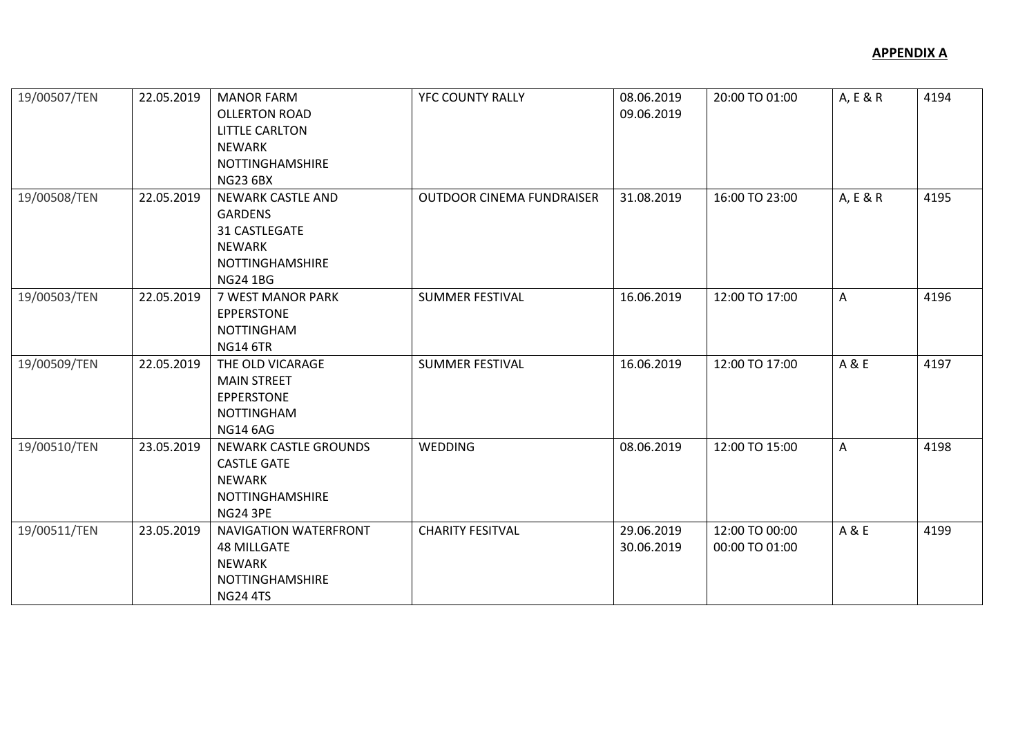**APPENDIX A**

| | | | | | | | |
|---|---|---|---|---|---|---|---|
| 19/00507/TEN | 22.05.2019 | MANOR FARM<br>OLLERTON ROAD<br>LITTLE CARLTON<br>NEWARK<br>NOTTINGHAMSHIRE<br>NG23 6BX | YFC COUNTY RALLY | 08.06.2019<br>09.06.2019 | 20:00 TO 01:00 | A, E & R | 4194 |
| 19/00508/TEN | 22.05.2019 | NEWARK CASTLE AND GARDENS<br>31 CASTLEGATE<br>NEWARK<br>NOTTINGHAMSHIRE<br>NG24 1BG | OUTDOOR CINEMA FUNDRAISER | 31.08.2019 | 16:00 TO 23:00 | A, E & R | 4195 |
| 19/00503/TEN | 22.05.2019 | 7 WEST MANOR PARK<br>EPPERSTONE<br>NOTTINGHAM<br>NG14 6TR | SUMMER FESTIVAL | 16.06.2019 | 12:00 TO 17:00 | A | 4196 |
| 19/00509/TEN | 22.05.2019 | THE OLD VICARAGE<br>MAIN STREET<br>EPPERSTONE<br>NOTTINGHAM<br>NG14 6AG | SUMMER FESTIVAL | 16.06.2019 | 12:00 TO 17:00 | A & E | 4197 |
| 19/00510/TEN | 23.05.2019 | NEWARK CASTLE GROUNDS<br>CASTLE GATE<br>NEWARK<br>NOTTINGHAMSHIRE<br>NG24 3PE | WEDDING | 08.06.2019 | 12:00 TO 15:00 | A | 4198 |
| 19/00511/TEN | 23.05.2019 | NAVIGATION WATERFRONT<br>48 MILLGATE<br>NEWARK<br>NOTTINGHAMSHIRE<br>NG24 4TS | CHARITY FESITVAL | 29.06.2019<br>30.06.2019 | 12:00 TO 00:00<br>00:00 TO 01:00 | A & E | 4199 |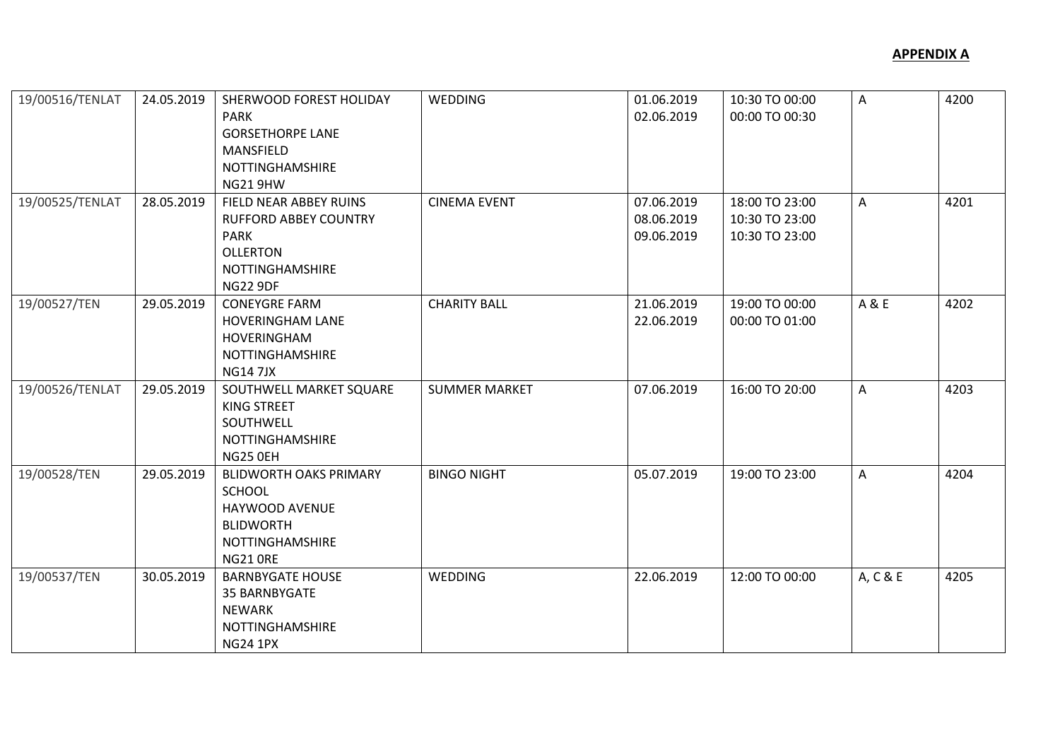**APPENDIX A**

| | | | | | | | |
|---|---|---|---|---|---|---|---|
| 19/00516/TENLAT | 24.05.2019 | SHERWOOD FOREST HOLIDAY PARK<br>GORSETHORPE LANE<br>MANSFIELD<br>NOTTINGHAMSHIRE<br>NG21 9HW | WEDDING | 01.06.2019<br>02.06.2019 | 10:30 TO 00:00<br>00:00 TO 00:30 | A | 4200 |
| 19/00525/TENLAT | 28.05.2019 | FIELD NEAR ABBEY RUINS<br>RUFFORD ABBEY COUNTRY PARK<br>OLLERTON<br>NOTTINGHAMSHIRE<br>NG22 9DF | CINEMA EVENT | 07.06.2019<br>08.06.2019<br>09.06.2019 | 18:00 TO 23:00<br>10:30 TO 23:00<br>10:30 TO 23:00 | A | 4201 |
| 19/00527/TEN | 29.05.2019 | CONEYGRE FARM<br>HOVERINGHAM LANE<br>HOVERINGHAM<br>NOTTINGHAMSHIRE<br>NG14 7JX | CHARITY BALL | 21.06.2019<br>22.06.2019 | 19:00 TO 00:00<br>00:00 TO 01:00 | A & E | 4202 |
| 19/00526/TENLAT | 29.05.2019 | SOUTHWELL MARKET SQUARE<br>KING STREET<br>SOUTHWELL<br>NOTTINGHAMSHIRE<br>NG25 0EH | SUMMER MARKET | 07.06.2019 | 16:00 TO 20:00 | A | 4203 |
| 19/00528/TEN | 29.05.2019 | BLIDWORTH OAKS PRIMARY SCHOOL<br>HAYWOOD AVENUE<br>BLIDWORTH<br>NOTTINGHAMSHIRE<br>NG21 0RE | BINGO NIGHT | 05.07.2019 | 19:00 TO 23:00 | A | 4204 |
| 19/00537/TEN | 30.05.2019 | BARNBYGATE HOUSE<br>35 BARNBYGATE<br>NEWARK<br>NOTTINGHAMSHIRE<br>NG24 1PX | WEDDING | 22.06.2019 | 12:00 TO 00:00 | A, C & E | 4205 |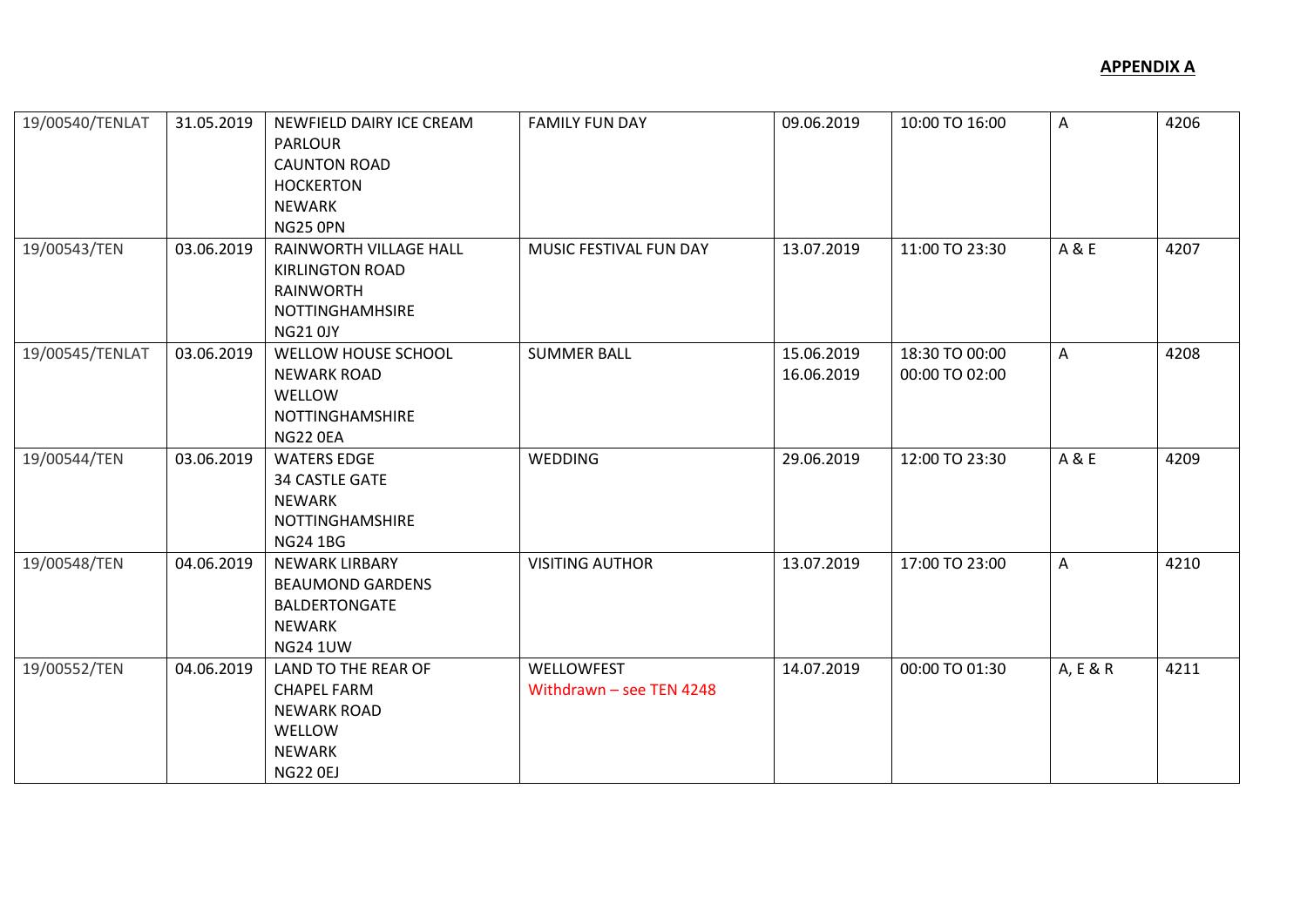**APPENDIX A**

| | | | | | | | |
|---|---|---|---|---|---|---|---|
| 19/00540/TENLAT | 31.05.2019 | NEWFIELD DAIRY ICE CREAM PARLOUR<br>CAUNTON ROAD<br>HOCKERTON<br>NEWARK<br>NG25 0PN | FAMILY FUN DAY | 09.06.2019 | 10:00 TO 16:00 | A | 4206 |
| 19/00543/TEN | 03.06.2019 | RAINWORTH VILLAGE HALL<br>KIRLINGTON ROAD<br>RAINWORTH<br>NOTTINGHAMHSIRE<br>NG21 0JY | MUSIC FESTIVAL FUN DAY | 13.07.2019 | 11:00 TO 23:30 | A & E | 4207 |
| 19/00545/TENLAT | 03.06.2019 | WELLOW HOUSE SCHOOL<br>NEWARK ROAD<br>WELLOW<br>NOTTINGHAMSHIRE<br>NG22 0EA | SUMMER BALL | 15.06.2019<br>16.06.2019 | 18:30 TO 00:00<br>00:00 TO 02:00 | A | 4208 |
| 19/00544/TEN | 03.06.2019 | WATERS EDGE<br>34 CASTLE GATE<br>NEWARK<br>NOTTINGHAMSHIRE<br>NG24 1BG | WEDDING | 29.06.2019 | 12:00 TO 23:30 | A & E | 4209 |
| 19/00548/TEN | 04.06.2019 | NEWARK LIRBARY<br>BEAUMOND GARDENS<br>BALDERTONGATE<br>NEWARK<br>NG24 1UW | VISITING AUTHOR | 13.07.2019 | 17:00 TO 23:00 | A | 4210 |
| 19/00552/TEN | 04.06.2019 | LAND TO THE REAR OF<br>CHAPEL FARM<br>NEWARK ROAD<br>WELLOW<br>NEWARK<br>NG22 0EJ | WELLOWFEST<br>Withdrawn – see TEN 4248 | 14.07.2019 | 00:00 TO 01:30 | A, E & R | 4211 |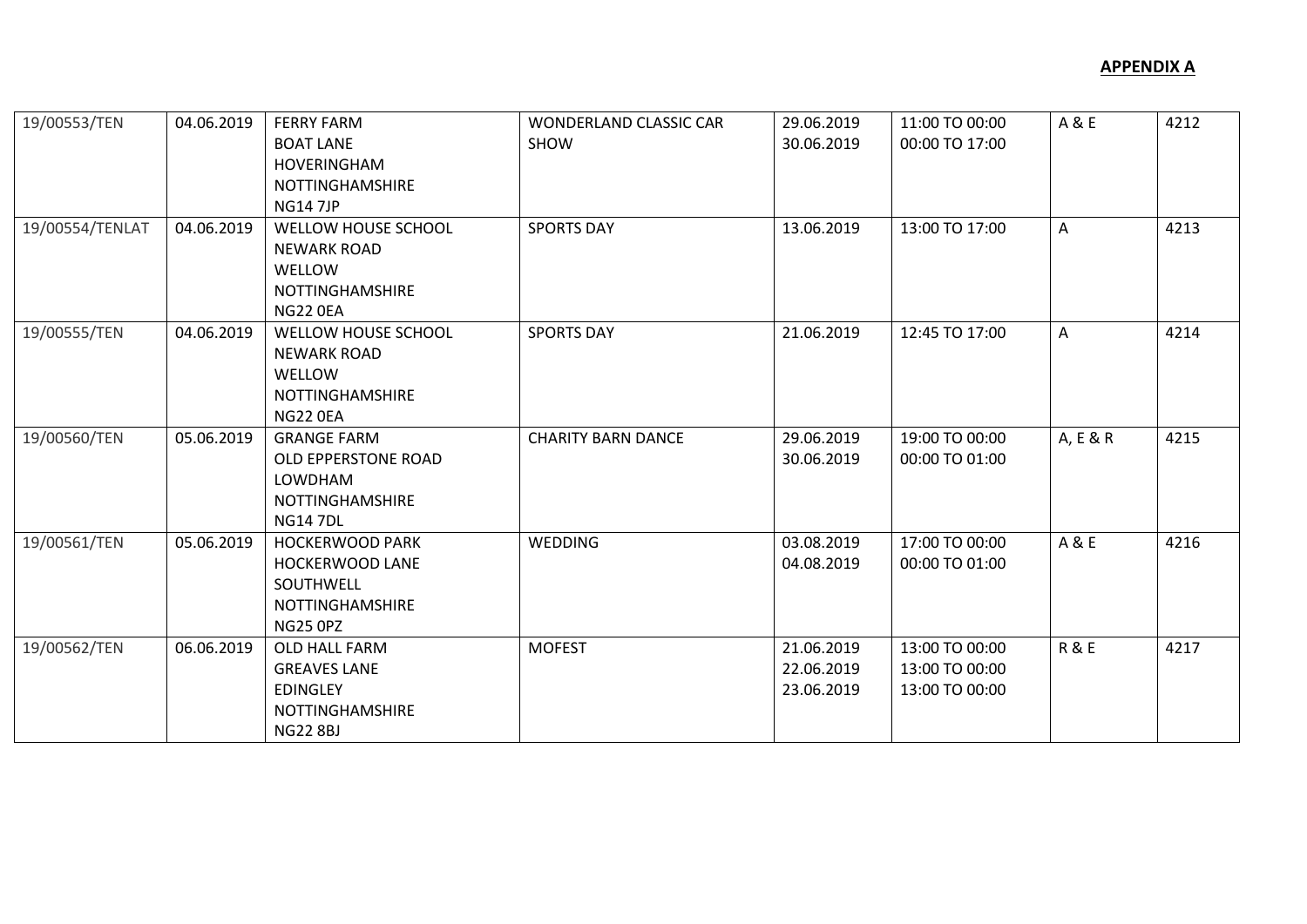**APPENDIX A**

| | | | | | | | |
|---|---|---|---|---|---|---|---|
| 19/00553/TEN | 04.06.2019 | FERRY FARM<br>BOAT LANE<br>HOVERINGHAM<br>NOTTINGHAMSHIRE<br>NG14 7JP | WONDERLAND CLASSIC CAR SHOW | 29.06.2019<br>30.06.2019 | 11:00 TO 00:00<br>00:00 TO 17:00 | A & E | 4212 |
| 19/00554/TENLAT | 04.06.2019 | WELLOW HOUSE SCHOOL<br>NEWARK ROAD<br>WELLOW<br>NOTTINGHAMSHIRE<br>NG22 0EA | SPORTS DAY | 13.06.2019 | 13:00 TO 17:00 | A | 4213 |
| 19/00555/TEN | 04.06.2019 | WELLOW HOUSE SCHOOL<br>NEWARK ROAD<br>WELLOW<br>NOTTINGHAMSHIRE<br>NG22 0EA | SPORTS DAY | 21.06.2019 | 12:45 TO 17:00 | A | 4214 |
| 19/00560/TEN | 05.06.2019 | GRANGE FARM<br>OLD EPPERSTONE ROAD<br>LOWDHAM<br>NOTTINGHAMSHIRE<br>NG14 7DL | CHARITY BARN DANCE | 29.06.2019<br>30.06.2019 | 19:00 TO 00:00<br>00:00 TO 01:00 | A, E & R | 4215 |
| 19/00561/TEN | 05.06.2019 | HOCKERWOOD PARK<br>HOCKERWOOD LANE<br>SOUTHWELL<br>NOTTINGHAMSHIRE<br>NG25 0PZ | WEDDING | 03.08.2019<br>04.08.2019 | 17:00 TO 00:00<br>00:00 TO 01:00 | A & E | 4216 |
| 19/00562/TEN | 06.06.2019 | OLD HALL FARM<br>GREAVES LANE<br>EDINGLEY<br>NOTTINGHAMSHIRE<br>NG22 8BJ | MOFEST | 21.06.2019<br>22.06.2019<br>23.06.2019 | 13:00 TO 00:00<br>13:00 TO 00:00<br>13:00 TO 00:00 | R & E | 4217 |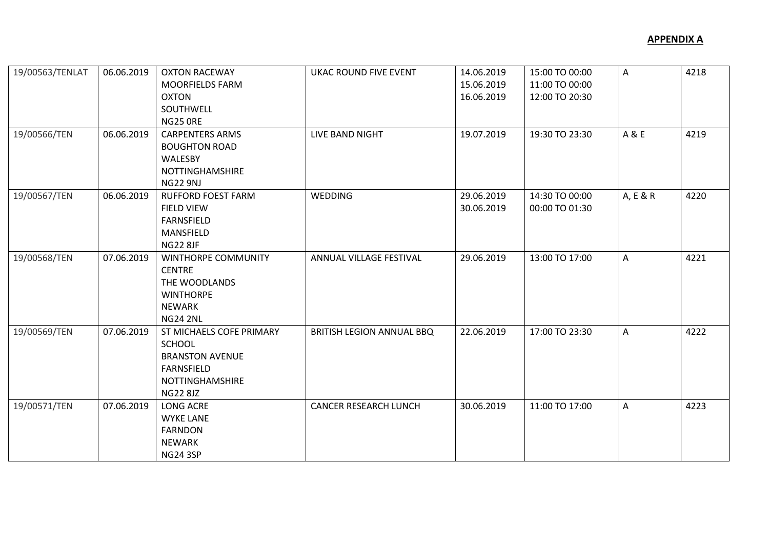**APPENDIX A**

| | | | | | | | |
|---|---|---|---|---|---|---|---|
| 19/00563/TENLAT | 06.06.2019 | OXTON RACEWAY<br>MOORFIELDS FARM<br>OXTON<br>SOUTHWELL<br>NG25 0RE | UKAC ROUND FIVE EVENT | 14.06.2019<br>15.06.2019<br>16.06.2019 | 15:00 TO 00:00<br>11:00 TO 00:00<br>12:00 TO 20:30 | A | 4218 |
| 19/00566/TEN | 06.06.2019 | CARPENTERS ARMS<br>BOUGHTON ROAD<br>WALESBY<br>NOTTINGHAMSHIRE<br>NG22 9NJ | LIVE BAND NIGHT | 19.07.2019 | 19:30 TO 23:30 | A & E | 4219 |
| 19/00567/TEN | 06.06.2019 | RUFFORD FOEST FARM<br>FIELD VIEW<br>FARNSFIELD<br>MANSFIELD<br>NG22 8JF | WEDDING | 29.06.2019<br>30.06.2019 | 14:30 TO 00:00<br>00:00 TO 01:30 | A, E & R | 4220 |
| 19/00568/TEN | 07.06.2019 | WINTHORPE COMMUNITY CENTRE<br>THE WOODLANDS<br>WINTHORPE<br>NEWARK<br>NG24 2NL | ANNUAL VILLAGE FESTIVAL | 29.06.2019 | 13:00 TO 17:00 | A | 4221 |
| 19/00569/TEN | 07.06.2019 | ST MICHAELS COFE PRIMARY SCHOOL<br>BRANSTON AVENUE<br>FARNSFIELD<br>NOTTINGHAMSHIRE<br>NG22 8JZ | BRITISH LEGION ANNUAL BBQ | 22.06.2019 | 17:00 TO 23:30 | A | 4222 |
| 19/00571/TEN | 07.06.2019 | LONG ACRE<br>WYKE LANE<br>FARNDON<br>NEWARK<br>NG24 3SP | CANCER RESEARCH LUNCH | 30.06.2019 | 11:00 TO 17:00 | A | 4223 |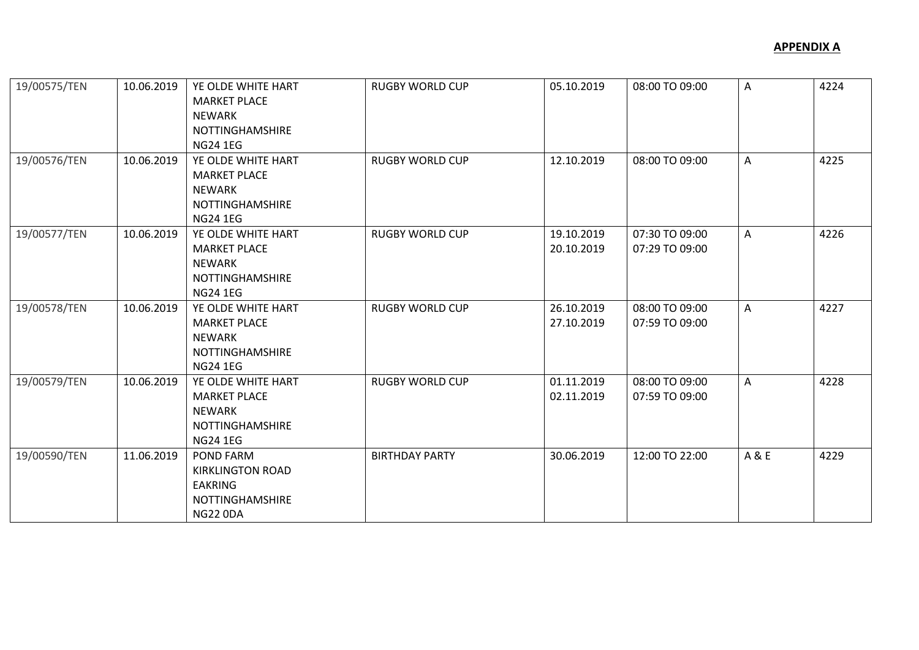**APPENDIX A**

| | | | | | | | |
|---|---|---|---|---|---|---|---|
| 19/00575/TEN | 10.06.2019 | YE OLDE WHITE HART<br>MARKET PLACE<br>NEWARK<br>NOTTINGHAMSHIRE<br>NG24 1EG | RUGBY WORLD CUP | 05.10.2019 | 08:00 TO 09:00 | A | 4224 |
| 19/00576/TEN | 10.06.2019 | YE OLDE WHITE HART<br>MARKET PLACE<br>NEWARK<br>NOTTINGHAMSHIRE<br>NG24 1EG | RUGBY WORLD CUP | 12.10.2019 | 08:00 TO 09:00 | A | 4225 |
| 19/00577/TEN | 10.06.2019 | YE OLDE WHITE HART<br>MARKET PLACE<br>NEWARK<br>NOTTINGHAMSHIRE<br>NG24 1EG | RUGBY WORLD CUP | 19.10.2019<br>20.10.2019 | 07:30 TO 09:00<br>07:29 TO 09:00 | A | 4226 |
| 19/00578/TEN | 10.06.2019 | YE OLDE WHITE HART<br>MARKET PLACE<br>NEWARK<br>NOTTINGHAMSHIRE<br>NG24 1EG | RUGBY WORLD CUP | 26.10.2019<br>27.10.2019 | 08:00 TO 09:00<br>07:59 TO 09:00 | A | 4227 |
| 19/00579/TEN | 10.06.2019 | YE OLDE WHITE HART<br>MARKET PLACE<br>NEWARK<br>NOTTINGHAMSHIRE<br>NG24 1EG | RUGBY WORLD CUP | 01.11.2019<br>02.11.2019 | 08:00 TO 09:00<br>07:59 TO 09:00 | A | 4228 |
| 19/00590/TEN | 11.06.2019 | POND FARM<br>KIRKLINGTON ROAD<br>EAKRING<br>NOTTINGHAMSHIRE<br>NG22 0DA | BIRTHDAY PARTY | 30.06.2019 | 12:00 TO 22:00 | A & E | 4229 |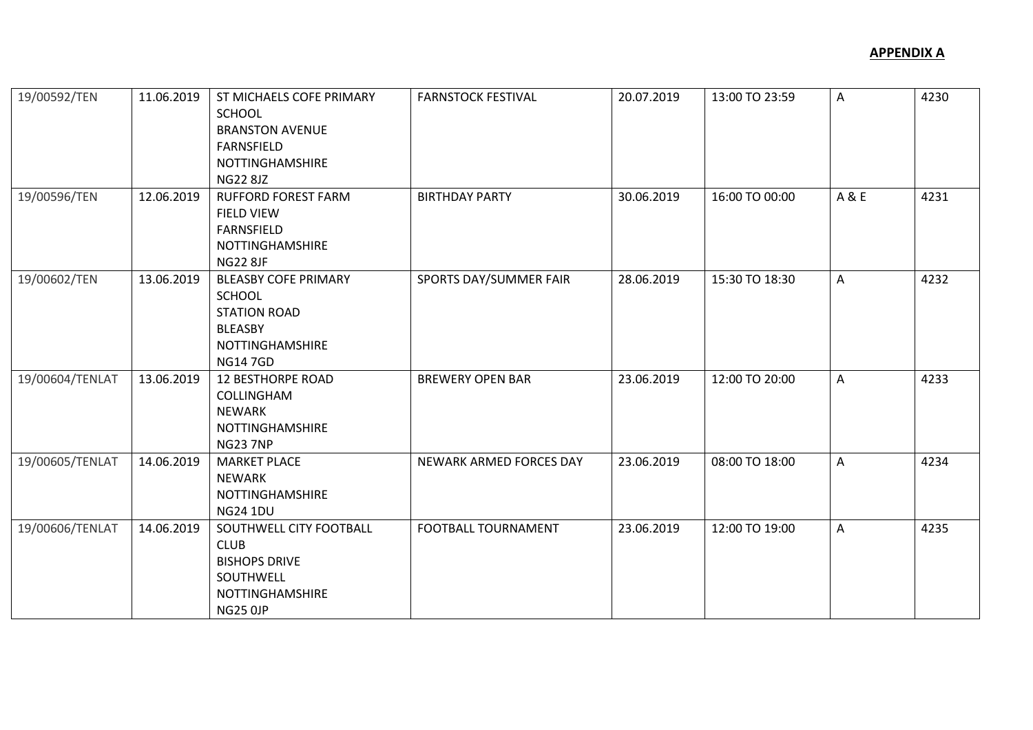**APPENDIX A**

| | | | | | | | |
|---|---|---|---|---|---|---|---|
| 19/00592/TEN | 11.06.2019 | ST MICHAELS COFE PRIMARY SCHOOL<br>BRANSTON AVENUE<br>FARNSFIELD<br>NOTTINGHAMSHIRE<br>NG22 8JZ | FARNSTOCK FESTIVAL | 20.07.2019 | 13:00 TO 23:59 | A | 4230 |
| 19/00596/TEN | 12.06.2019 | RUFFORD FOREST FARM<br>FIELD VIEW<br>FARNSFIELD<br>NOTTINGHAMSHIRE<br>NG22 8JF | BIRTHDAY PARTY | 30.06.2019 | 16:00 TO 00:00 | A & E | 4231 |
| 19/00602/TEN | 13.06.2019 | BLEASBY COFE PRIMARY SCHOOL<br>STATION ROAD<br>BLEASBY<br>NOTTINGHAMSHIRE<br>NG14 7GD | SPORTS DAY/SUMMER FAIR | 28.06.2019 | 15:30 TO 18:30 | A | 4232 |
| 19/00604/TENLAT | 13.06.2019 | 12 BESTHORPE ROAD<br>COLLINGHAM<br>NEWARK<br>NOTTINGHAMSHIRE<br>NG23 7NP | BREWERY OPEN BAR | 23.06.2019 | 12:00 TO 20:00 | A | 4233 |
| 19/00605/TENLAT | 14.06.2019 | MARKET PLACE<br>NEWARK<br>NOTTINGHAMSHIRE<br>NG24 1DU | NEWARK ARMED FORCES DAY | 23.06.2019 | 08:00 TO 18:00 | A | 4234 |
| 19/00606/TENLAT | 14.06.2019 | SOUTHWELL CITY FOOTBALL CLUB<br>BISHOPS DRIVE<br>SOUTHWELL<br>NOTTINGHAMSHIRE<br>NG25 0JP | FOOTBALL TOURNAMENT | 23.06.2019 | 12:00 TO 19:00 | A | 4235 |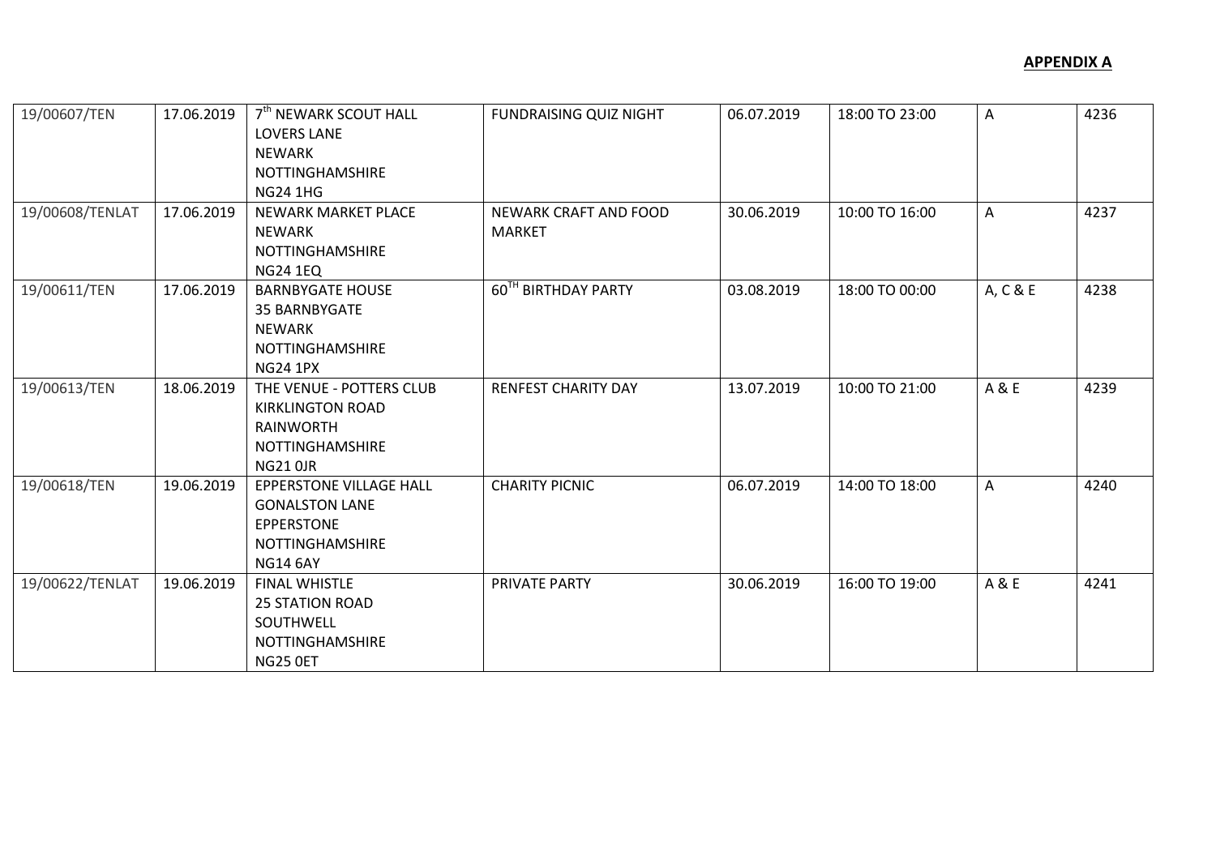**APPENDIX A**

| | | | | | | | |
|---|---|---|---|---|---|---|---|
| 19/00607/TEN | 17.06.2019 | 7th NEWARK SCOUT HALL<br>LOVERS LANE<br>NEWARK<br>NOTTINGHAMSHIRE<br>NG24 1HG | FUNDRAISING QUIZ NIGHT | 06.07.2019 | 18:00 TO 23:00 | A | 4236 |
| 19/00608/TENLAT | 17.06.2019 | NEWARK MARKET PLACE<br>NEWARK<br>NOTTINGHAMSHIRE<br>NG24 1EQ | NEWARK CRAFT AND FOOD MARKET | 30.06.2019 | 10:00 TO 16:00 | A | 4237 |
| 19/00611/TEN | 17.06.2019 | BARNBYGATE HOUSE<br>35 BARNBYGATE<br>NEWARK<br>NOTTINGHAMSHIRE<br>NG24 1PX | 60TH BIRTHDAY PARTY | 03.08.2019 | 18:00 TO 00:00 | A, C & E | 4238 |
| 19/00613/TEN | 18.06.2019 | THE VENUE - POTTERS CLUB<br>KIRKLINGTON ROAD<br>RAINWORTH<br>NOTTINGHAMSHIRE<br>NG21 0JR | RENFEST CHARITY DAY | 13.07.2019 | 10:00 TO 21:00 | A & E | 4239 |
| 19/00618/TEN | 19.06.2019 | EPPERSTONE VILLAGE HALL<br>GONALSTON LANE<br>EPPERSTONE<br>NOTTINGHAMSHIRE<br>NG14 6AY | CHARITY PICNIC | 06.07.2019 | 14:00 TO 18:00 | A | 4240 |
| 19/00622/TENLAT | 19.06.2019 | FINAL WHISTLE<br>25 STATION ROAD<br>SOUTHWELL<br>NOTTINGHAMSHIRE<br>NG25 0ET | PRIVATE PARTY | 30.06.2019 | 16:00 TO 19:00 | A & E | 4241 |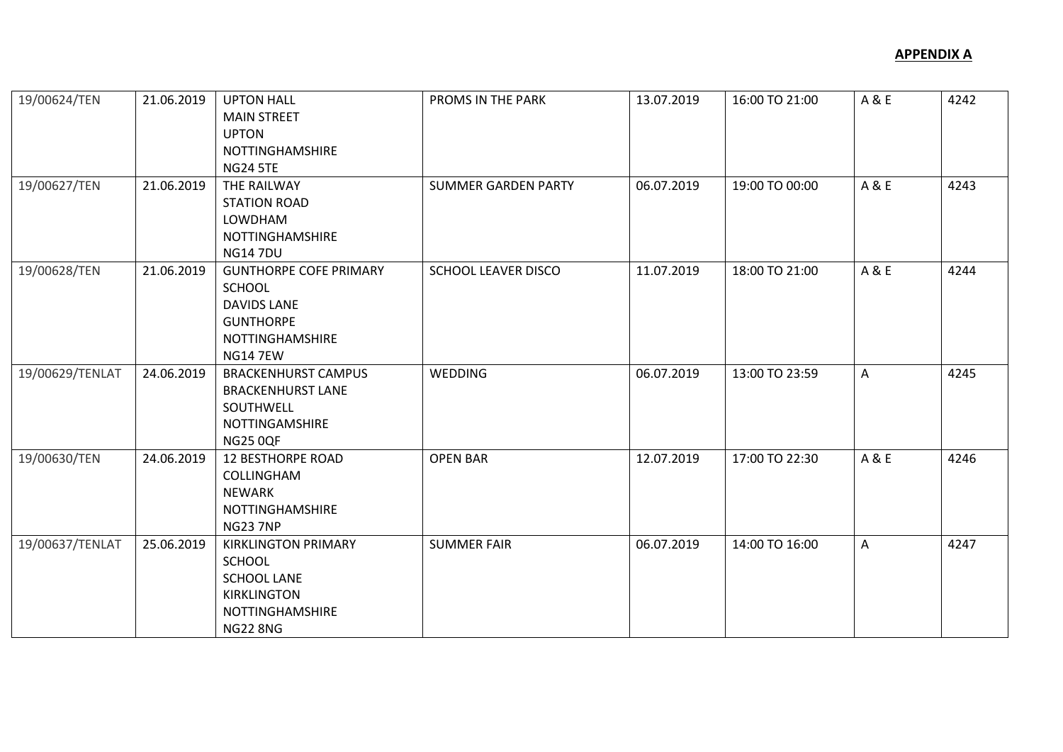**APPENDIX A**

| | | | | | | | |
|---|---|---|---|---|---|---|---|
| 19/00624/TEN | 21.06.2019 | UPTON HALL<br>MAIN STREET<br>UPTON<br>NOTTINGHAMSHIRE<br>NG24 5TE | PROMS IN THE PARK | 13.07.2019 | 16:00 TO 21:00 | A & E | 4242 |
| 19/00627/TEN | 21.06.2019 | THE RAILWAY<br>STATION ROAD<br>LOWDHAM<br>NOTTINGHAMSHIRE<br>NG14 7DU | SUMMER GARDEN PARTY | 06.07.2019 | 19:00 TO 00:00 | A & E | 4243 |
| 19/00628/TEN | 21.06.2019 | GUNTHORPE COFE PRIMARY SCHOOL<br>DAVIDS LANE<br>GUNTHORPE<br>NOTTINGHAMSHIRE<br>NG14 7EW | SCHOOL LEAVER DISCO | 11.07.2019 | 18:00 TO 21:00 | A & E | 4244 |
| 19/00629/TENLAT | 24.06.2019 | BRACKENHURST CAMPUS<br>BRACKENHURST LANE<br>SOUTHWELL<br>NOTTINGAMSHIRE<br>NG25 0QF | WEDDING | 06.07.2019 | 13:00 TO 23:59 | A | 4245 |
| 19/00630/TEN | 24.06.2019 | 12 BESTHORPE ROAD<br>COLLINGHAM<br>NEWARK<br>NOTTINGHAMSHIRE<br>NG23 7NP | OPEN BAR | 12.07.2019 | 17:00 TO 22:30 | A & E | 4246 |
| 19/00637/TENLAT | 25.06.2019 | KIRKLINGTON PRIMARY SCHOOL<br>SCHOOL LANE<br>KIRKLINGTON<br>NOTTINGHAMSHIRE<br>NG22 8NG | SUMMER FAIR | 06.07.2019 | 14:00 TO 16:00 | A | 4247 |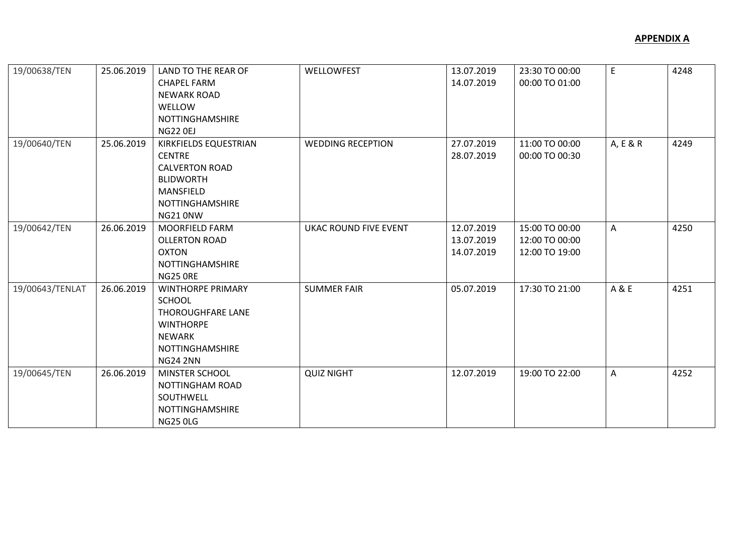**APPENDIX A**

| | | | | | | | |
|---|---|---|---|---|---|---|---|
| 19/00638/TEN | 25.06.2019 | LAND TO THE REAR OF CHAPEL FARM NEWARK ROAD WELLOW NOTTINGHAMSHIRE NG22 0EJ | WELLOWFEST | 13.07.2019 14.07.2019 | 23:30 TO 00:00 00:00 TO 01:00 | E | 4248 |
| 19/00640/TEN | 25.06.2019 | KIRKFIELDS EQUESTRIAN CENTRE CALVERTON ROAD BLIDWORTH MANSFIELD NOTTINGHAMSHIRE NG21 0NW | WEDDING RECEPTION | 27.07.2019 28.07.2019 | 11:00 TO 00:00 00:00 TO 00:30 | A, E & R | 4249 |
| 19/00642/TEN | 26.06.2019 | MOORFIELD FARM OLLERTON ROAD OXTON NOTTINGHAMSHIRE NG25 0RE | UKAC ROUND FIVE EVENT | 12.07.2019 13.07.2019 14.07.2019 | 15:00 TO 00:00 12:00 TO 00:00 12:00 TO 19:00 | A | 4250 |
| 19/00643/TENLAT | 26.06.2019 | WINTHORPE PRIMARY SCHOOL THOROUGHFARE LANE WINTHORPE NEWARK NOTTINGHAMSHIRE NG24 2NN | SUMMER FAIR | 05.07.2019 | 17:30 TO 21:00 | A & E | 4251 |
| 19/00645/TEN | 26.06.2019 | MINSTER SCHOOL NOTTINGHAM ROAD SOUTHWELL NOTTINGHAMSHIRE NG25 0LG | QUIZ NIGHT | 12.07.2019 | 19:00 TO 22:00 | A | 4252 |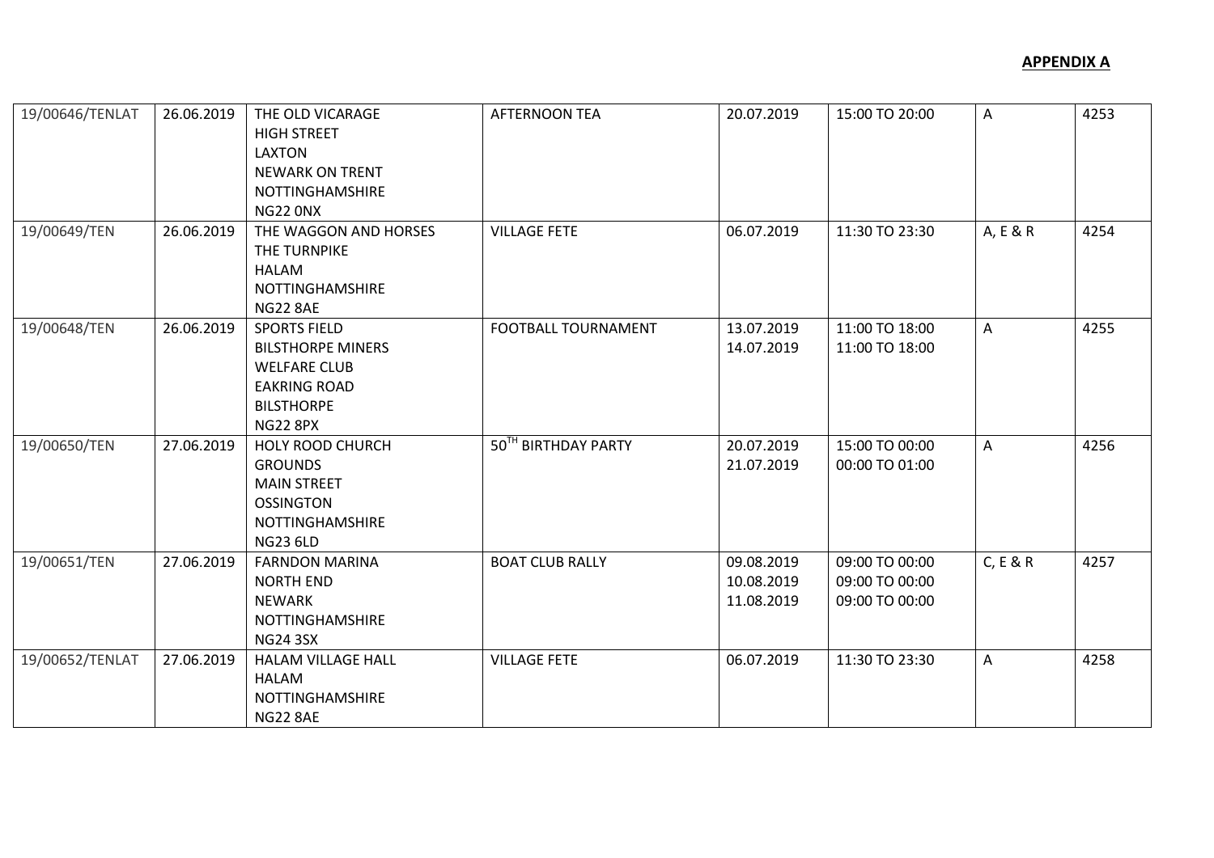**APPENDIX A**

| | | | | | | | |
|---|---|---|---|---|---|---|---|
| 19/00646/TENLAT | 26.06.2019 | THE OLD VICARAGE<br>HIGH STREET<br>LAXTON<br>NEWARK ON TRENT<br>NOTTINGHAMSHIRE<br>NG22 0NX | AFTERNOON TEA | 20.07.2019 | 15:00 TO 20:00 | A | 4253 |
| 19/00649/TEN | 26.06.2019 | THE WAGGON AND HORSES<br>THE TURNPIKE<br>HALAM<br>NOTTINGHAMSHIRE<br>NG22 8AE | VILLAGE FETE | 06.07.2019 | 11:30 TO 23:30 | A, E & R | 4254 |
| 19/00648/TEN | 26.06.2019 | SPORTS FIELD<br>BILSTHORPE MINERS<br>WELFARE CLUB<br>EAKRING ROAD<br>BILSTHORPE<br>NG22 8PX | FOOTBALL TOURNAMENT | 13.07.2019<br>14.07.2019 | 11:00 TO 18:00<br>11:00 TO 18:00 | A | 4255 |
| 19/00650/TEN | 27.06.2019 | HOLY ROOD CHURCH<br>GROUNDS<br>MAIN STREET<br>OSSINGTON<br>NOTTINGHAMSHIRE<br>NG23 6LD | 50TH BIRTHDAY PARTY | 20.07.2019<br>21.07.2019 | 15:00 TO 00:00<br>00:00 TO 01:00 | A | 4256 |
| 19/00651/TEN | 27.06.2019 | FARNDON MARINA<br>NORTH END<br>NEWARK<br>NOTTINGHAMSHIRE<br>NG24 3SX | BOAT CLUB RALLY | 09.08.2019<br>10.08.2019<br>11.08.2019 | 09:00 TO 00:00<br>09:00 TO 00:00<br>09:00 TO 00:00 | C, E & R | 4257 |
| 19/00652/TENLAT | 27.06.2019 | HALAM VILLAGE HALL<br>HALAM<br>NOTTINGHAMSHIRE<br>NG22 8AE | VILLAGE FETE | 06.07.2019 | 11:30 TO 23:30 | A | 4258 |